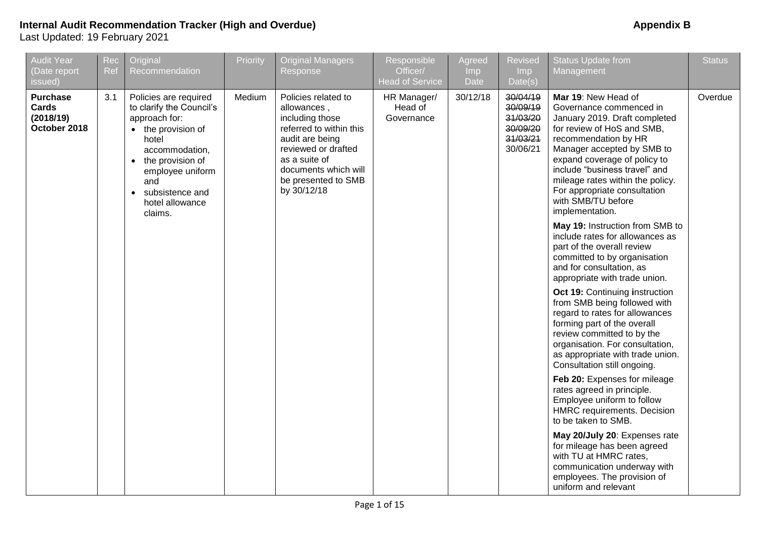# Internal Audit Recommendation Tracker (High and Overdue)

**Appendix B**

Last Updated: 19 February 2021

| Audit Year (Date report issued) | Rec Ref | Original Recommendation | Priority | Original Managers Response | Responsible Officer/ Head of Service | Agreed Imp Date | Revised Imp Date(s) | Status Update from Management | Status |
|---|---|---|---|---|---|---|---|---|---|
| **Purchase Cards (2018/19) October 2018** | 3.1 | Policies are required to clarify the Council's approach for: <br>• the provision of hotel accommodation, <br>• the provision of employee uniform and <br>• subsistence and hotel allowance claims. | Medium | Policies related to allowances , including those referred to within this audit are being reviewed or drafted as a suite of documents which will be presented to SMB by 30/12/18 | HR Manager/ Head of Governance | 30/12/18 | ~~30/04/19~~ <br>~~30/09/19~~ <br>~~31/03/20~~ <br>~~30/09/20~~ <br>~~31/03/21~~ <br>30/06/21 | **Mar 19**: New Head of Governance commenced in January 2019. Draft completed for review of HoS and SMB, recommendation by HR Manager accepted by SMB to expand coverage of policy to include "business travel" and mileage rates within the policy. For appropriate consultation with SMB/TU before implementation. <br><br>**May 19:** Instruction from SMB to include rates for allowances as part of the overall review committed to by organisation and for consultation, as appropriate with trade union. <br><br>**Oct 19:** Continuing **i**nstruction from SMB being followed with regard to rates for allowances forming part of the overall review committed to by the organisation. For consultation, as appropriate with trade union. Consultation still ongoing. <br><br>**Feb 20:** Expenses for mileage rates agreed in principle. Employee uniform to follow HMRC requirements. Decision to be taken to SMB. <br><br>**May 20/July 20**: Expenses rate for mileage has been agreed with TU at HMRC rates, communication underway with employees. The provision of uniform and relevant | Overdue |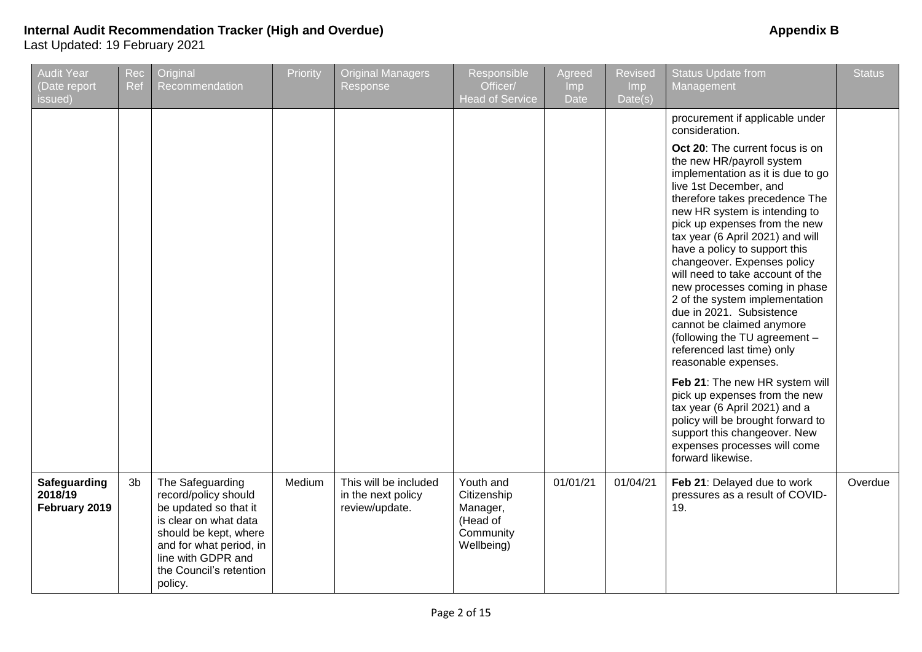**Internal Audit Recommendation Tracker (High and Overdue)** **Appendix B**

Last Updated: 19 February 2021

| Audit Year (Date report issued) | Rec Ref | Original Recommendation | Priority | Original Managers Response | Responsible Officer/ Head of Service | Agreed Imp Date | Revised Imp Date(s) | Status Update from Management | Status |
|---|---|---|---|---|---|---|---|---|---|
| | | | | | | | | procurement if applicable under consideration.<br><br>**Oct 20**: The current focus is on the new HR/payroll system implementation as it is due to go live 1st December, and therefore takes precedence The new HR system is intending to pick up expenses from the new tax year (6 April 2021) and will have a policy to support this changeover. Expenses policy will need to take account of the new processes coming in phase 2 of the system implementation due in 2021. Subsistence cannot be claimed anymore (following the TU agreement – referenced last time) only reasonable expenses.<br><br>**Feb 21**: The new HR system will pick up expenses from the new tax year (6 April 2021) and a policy will be brought forward to support this changeover. New expenses processes will come forward likewise. | |
| **Safeguarding 2018/19 February 2019** | 3b | The Safeguarding record/policy should be updated so that it is clear on what data should be kept, where and for what period, in line with GDPR and the Council's retention policy. | Medium | This will be included in the next policy review/update. | Youth and Citizenship Manager, (Head of Community Wellbeing) | 01/01/21 | 01/04/21 | **Feb 21**: Delayed due to work pressures as a result of COVID-19. | Overdue |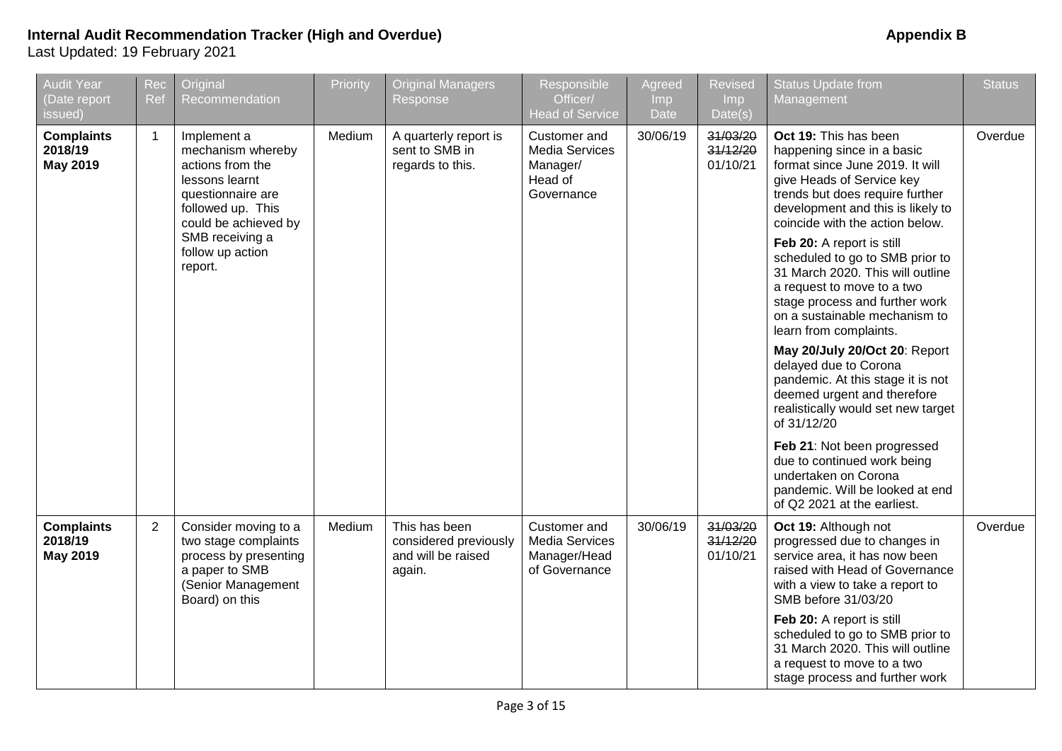**Internal Audit Recommendation Tracker (High and Overdue)** **Appendix B**

Last Updated: 19 February 2021

| Audit Year (Date report issued) | Rec Ref | Original Recommendation | Priority | Original Managers Response | Responsible Officer/ Head of Service | Agreed Imp Date | Revised Imp Date(s) | Status Update from Management | Status |
|---|---|---|---|---|---|---|---|---|---|
| **Complaints 2018/19 May 2019** | 1 | Implement a mechanism whereby actions from the lessons learnt questionnaire are followed up. This could be achieved by SMB receiving a follow up action report. | Medium | A quarterly report is sent to SMB in regards to this. | Customer and Media Services Manager/ Head of Governance | 30/06/19 | ~~31/03/20~~ ~~31/12/20~~ 01/10/21 | **Oct 19:** This has been happening since in a basic format since June 2019. It will give Heads of Service key trends but does require further development and this is likely to coincide with the action below. **Feb 20:** A report is still scheduled to go to SMB prior to 31 March 2020. This will outline a request to move to a two stage process and further work on a sustainable mechanism to learn from complaints. **May 20/July 20/Oct 20**: Report delayed due to Corona pandemic. At this stage it is not deemed urgent and therefore realistically would set new target of 31/12/20 **Feb 21**: Not been progressed due to continued work being undertaken on Corona pandemic. Will be looked at end of Q2 2021 at the earliest. | Overdue |
| **Complaints 2018/19 May 2019** | 2 | Consider moving to a two stage complaints process by presenting a paper to SMB (Senior Management Board) on this | Medium | This has been considered previously and will be raised again. | Customer and Media Services Manager/Head of Governance | 30/06/19 | ~~31/03/20~~ ~~31/12/20~~ 01/10/21 | **Oct 19:** Although not progressed due to changes in service area, it has now been raised with Head of Governance with a view to take a report to SMB before 31/03/20 **Feb 20:** A report is still scheduled to go to SMB prior to 31 March 2020. This will outline a request to move to a two stage process and further work | Overdue |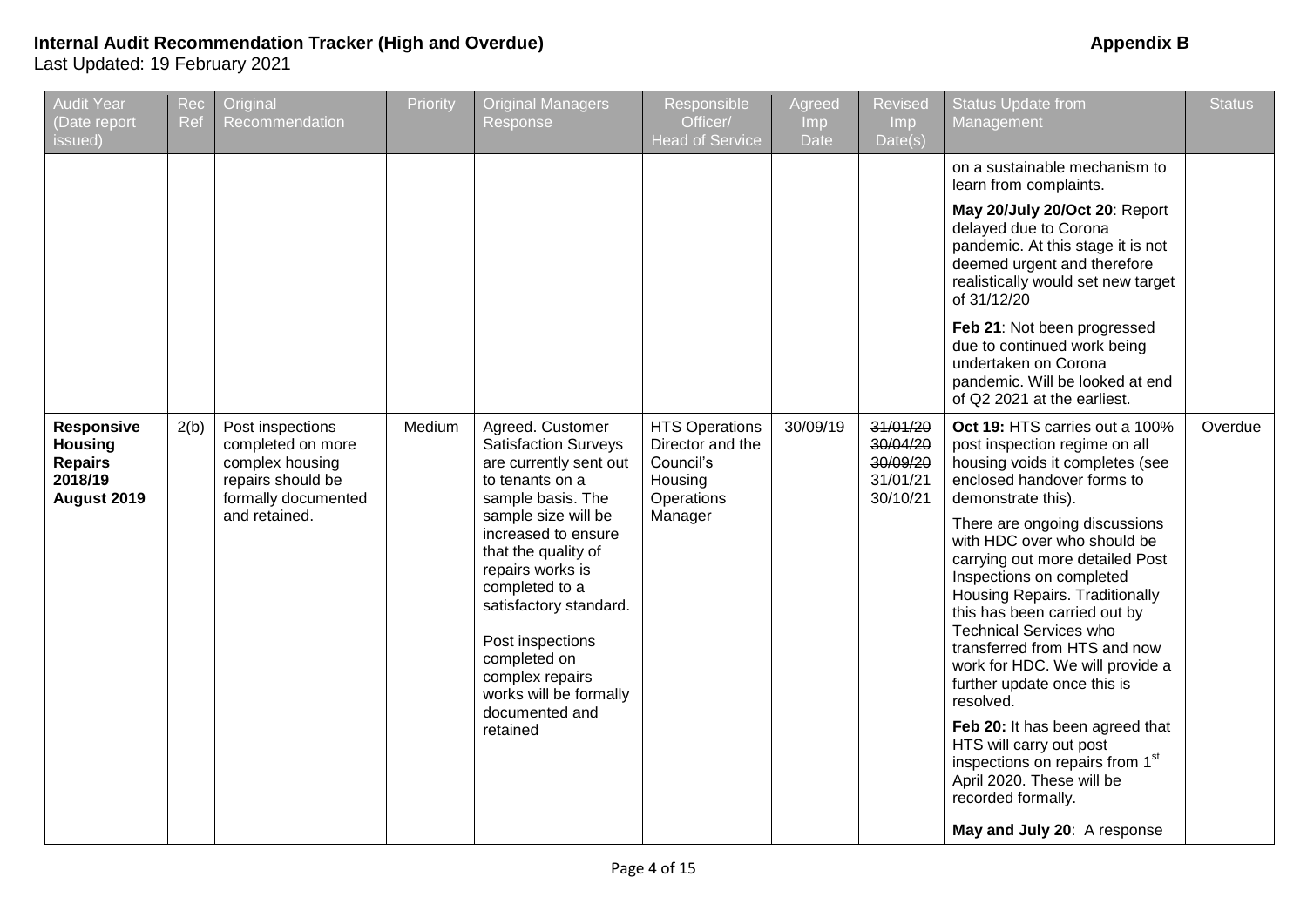**Internal Audit Recommendation Tracker (High and Overdue)** **Appendix B**

Last Updated: 19 February 2021

| Audit Year (Date report issued) | Rec Ref | Original Recommendation | Priority | Original Managers Response | Responsible Officer/ Head of Service | Agreed Imp Date | Revised Imp Date(s) | Status Update from Management | Status |
|---|---|---|---|---|---|---|---|---|---|
| | | | | | | | | on a sustainable mechanism to learn from complaints.<br><br>**May 20/July 20/Oct 20**: Report delayed due to Corona pandemic. At this stage it is not deemed urgent and therefore realistically would set new target of 31/12/20<br><br>**Feb 21**: Not been progressed due to continued work being undertaken on Corona pandemic. Will be looked at end of Q2 2021 at the earliest. | |
| **Responsive Housing Repairs 2018/19 August 2019** | 2(b) | Post inspections completed on more complex housing repairs should be formally documented and retained. | Medium | Agreed. Customer Satisfaction Surveys are currently sent out to tenants on a sample basis. The sample size will be increased to ensure that the quality of repairs works is completed to a satisfactory standard.<br><br>Post inspections completed on complex repairs works will be formally documented and retained | HTS Operations Director and the Council's Housing Operations Manager | 30/09/19 | ~~31/01/20~~<br>~~30/04/20~~<br>~~30/09/20~~<br>~~31/01/21~~<br>30/10/21 | **Oct 19:** HTS carries out a 100% post inspection regime on all housing voids it completes (see enclosed handover forms to demonstrate this).<br><br>There are ongoing discussions with HDC over who should be carrying out more detailed Post Inspections on completed Housing Repairs. Traditionally this has been carried out by Technical Services who transferred from HTS and now work for HDC. We will provide a further update once this is resolved.<br><br>**Feb 20:** It has been agreed that HTS will carry out post inspections on repairs from 1st April 2020. These will be recorded formally.<br><br>**May and July 20**: A response | Overdue |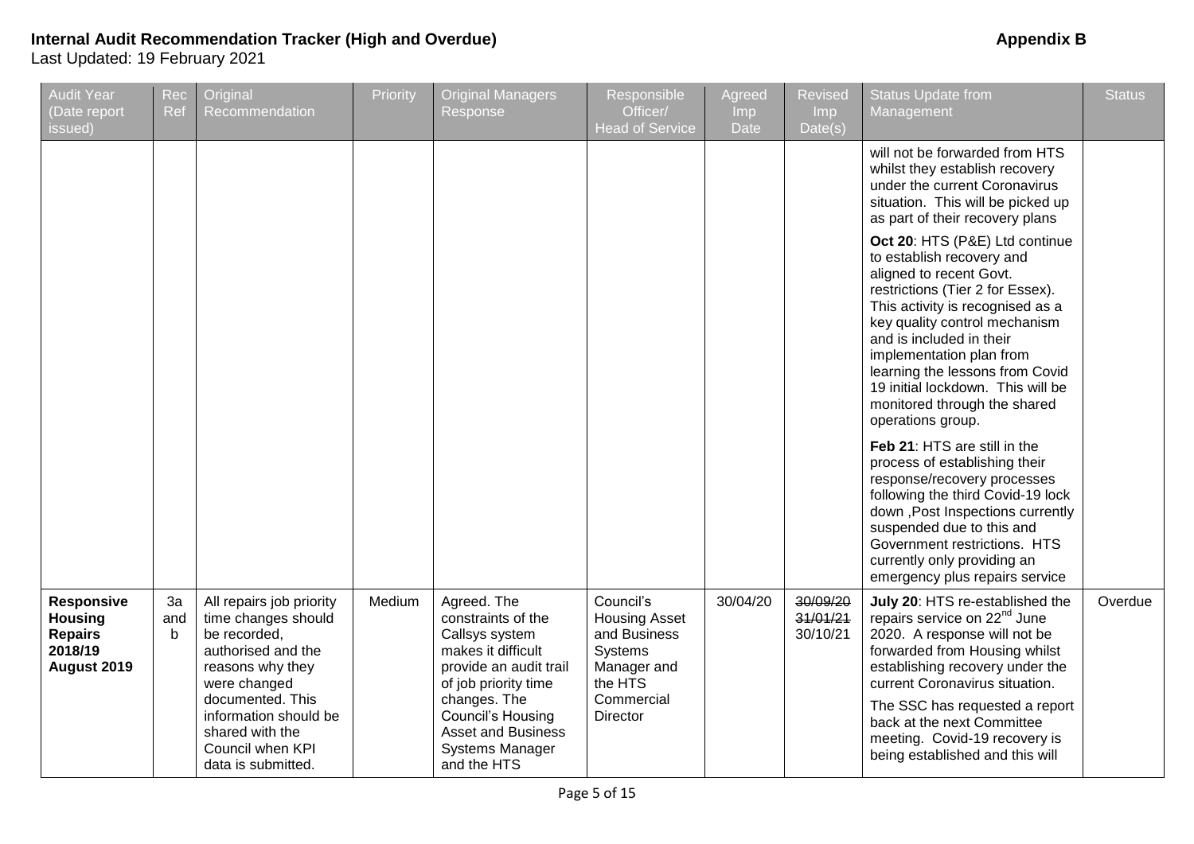# Internal Audit Recommendation Tracker (High and Overdue)

**Appendix B**

Last Updated: 19 February 2021

| Audit Year (Date report issued) | Rec Ref | Original Recommendation | Priority | Original Managers Response | Responsible Officer/ Head of Service | Agreed Imp Date | Revised Imp Date(s) | Status Update from Management | Status |
|---|---|---|---|---|---|---|---|---|---|
| | | | | | | | | will not be forwarded from HTS whilst they establish recovery under the current Coronavirus situation. This will be picked up as part of their recovery plans<br><br>**Oct 20**: HTS (P&E) Ltd continue to establish recovery and aligned to recent Govt. restrictions (Tier 2 for Essex). This activity is recognised as a key quality control mechanism and is included in their implementation plan from learning the lessons from Covid 19 initial lockdown. This will be monitored through the shared operations group.<br><br>**Feb 21**: HTS are still in the process of establishing their response/recovery processes following the third Covid-19 lock down ,Post Inspections currently suspended due to this and Government restrictions. HTS currently only providing an emergency plus repairs service | |
| **Responsive Housing Repairs 2018/19 August 2019** | 3a and b | All repairs job priority time changes should be recorded, authorised and the reasons why they were changed documented. This information should be shared with the Council when KPI data is submitted. | Medium | Agreed. The constraints of the Callsys system makes it difficult provide an audit trail of job priority time changes. The Council's Housing Asset and Business Systems Manager and the HTS | Council's Housing Asset and Business Systems Manager and the HTS Commercial Director | 30/04/20 | ~~30/09/20~~<br>~~31/01/21~~<br>30/10/21 | **July 20**: HTS re-established the repairs service on 22nd June 2020. A response will not be forwarded from Housing whilst establishing recovery under the current Coronavirus situation.<br><br>The SSC has requested a report back at the next Committee meeting. Covid-19 recovery is being established and this will | Overdue |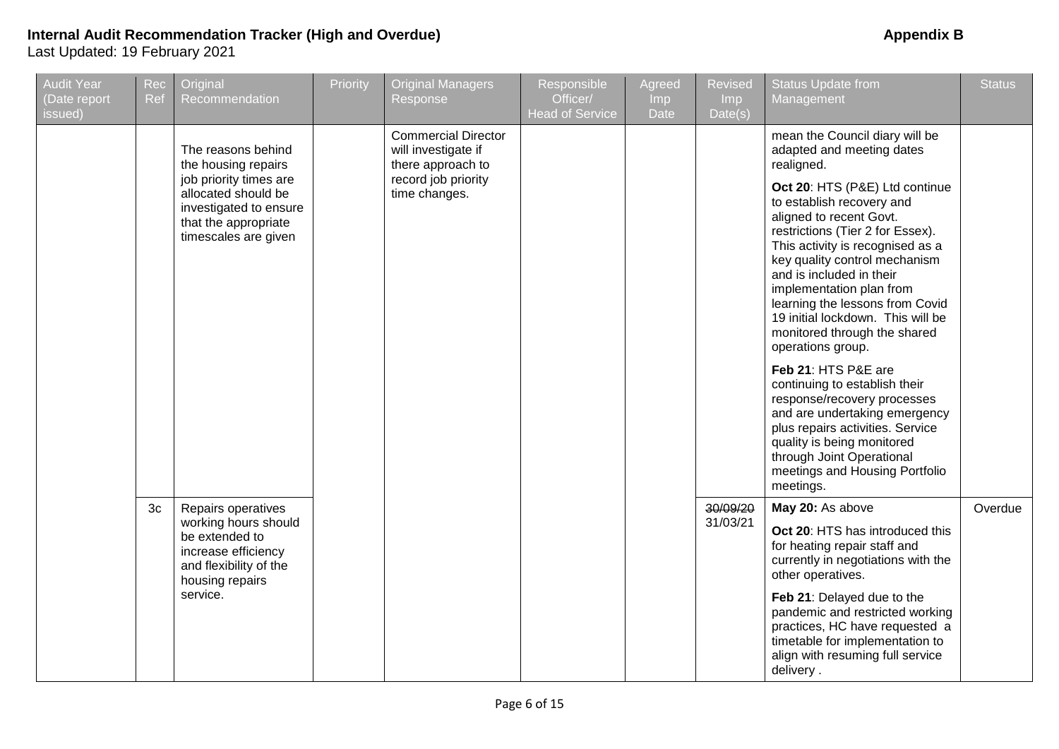**Internal Audit Recommendation Tracker (High and Overdue)** **Appendix B**

Last Updated: 19 February 2021

| Audit Year (Date report issued) | Rec Ref | Original Recommendation | Priority | Original Managers Response | Responsible Officer/ Head of Service | Agreed Imp Date | Revised Imp Date(s) | Status Update from Management | Status |
|---|---|---|---|---|---|---|---|---|---|
| | | The reasons behind the housing repairs job priority times are allocated should be investigated to ensure that the appropriate timescales are given | | Commercial Director will investigate if there approach to record job priority time changes. | | | | mean the Council diary will be adapted and meeting dates realigned.<br><br>**Oct 20**: HTS (P&E) Ltd continue to establish recovery and aligned to recent Govt. restrictions (Tier 2 for Essex). This activity is recognised as a key quality control mechanism and is included in their implementation plan from learning the lessons from Covid 19 initial lockdown. This will be monitored through the shared operations group.<br><br>**Feb 21**: HTS P&E are continuing to establish their response/recovery processes and are undertaking emergency plus repairs activities. Service quality is being monitored through Joint Operational meetings and Housing Portfolio meetings. | |
| | 3c | Repairs operatives working hours should be extended to increase efficiency and flexibility of the housing repairs service. | | | | | ~~30/09/20~~<br>31/03/21 | **May 20:** As above<br><br>**Oct 20**: HTS has introduced this for heating repair staff and currently in negotiations with the other operatives.<br><br>**Feb 21**: Delayed due to the pandemic and restricted working practices, HC have requested a timetable for implementation to align with resuming full service delivery . | Overdue |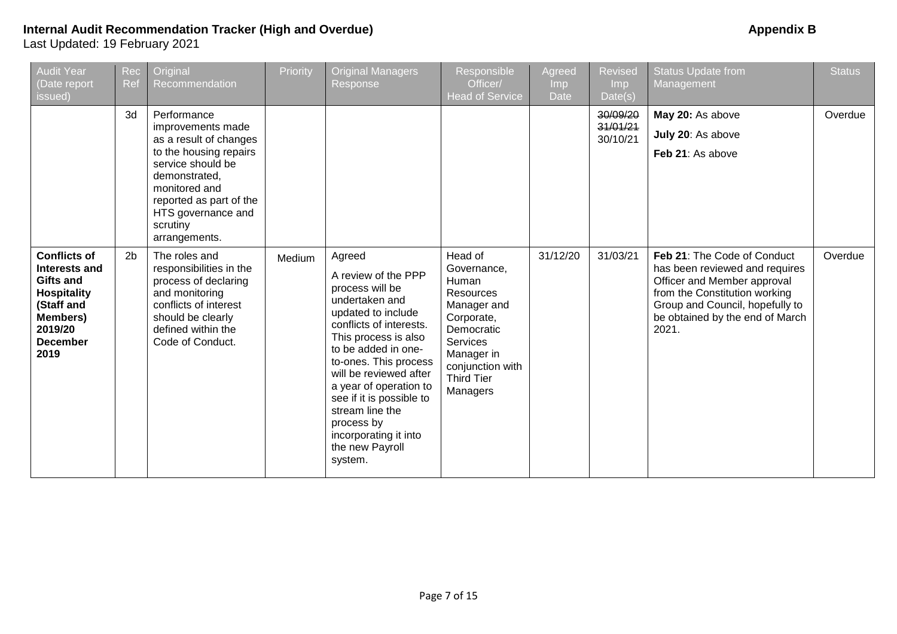**Internal Audit Recommendation Tracker (High and Overdue)** **Appendix B**

Last Updated: 19 February 2021

| Audit Year (Date report issued) | Rec Ref | Original Recommendation | Priority | Original Managers Response | Responsible Officer/ Head of Service | Agreed Imp Date | Revised Imp Date(s) | Status Update from Management | Status |
|---|---|---|---|---|---|---|---|---|---|
| | 3d | Performance improvements made as a result of changes to the housing repairs service should be demonstrated, monitored and reported as part of the HTS governance and scrutiny arrangements. | | | | | ~~30/09/20~~ ~~31/01/21~~ 30/10/21 | **May 20:** As above **July 20**: As above **Feb 21**: As above | Overdue |
| **Conflicts of Interests and Gifts and Hospitality (Staff and Members) 2019/20 December 2019** | 2b | The roles and responsibilities in the process of declaring and monitoring conflicts of interest should be clearly defined within the Code of Conduct. | Medium | Agreed A review of the PPP process will be undertaken and updated to include conflicts of interests. This process is also to be added in one-to-ones. This process will be reviewed after a year of operation to see if it is possible to stream line the process by incorporating it into the new Payroll system. | Head of Governance, Human Resources Manager and Corporate, Democratic Services Manager in conjunction with Third Tier Managers | 31/12/20 | 31/03/21 | **Feb 21**: The Code of Conduct has been reviewed and requires Officer and Member approval from the Constitution working Group and Council, hopefully to be obtained by the end of March 2021. | Overdue |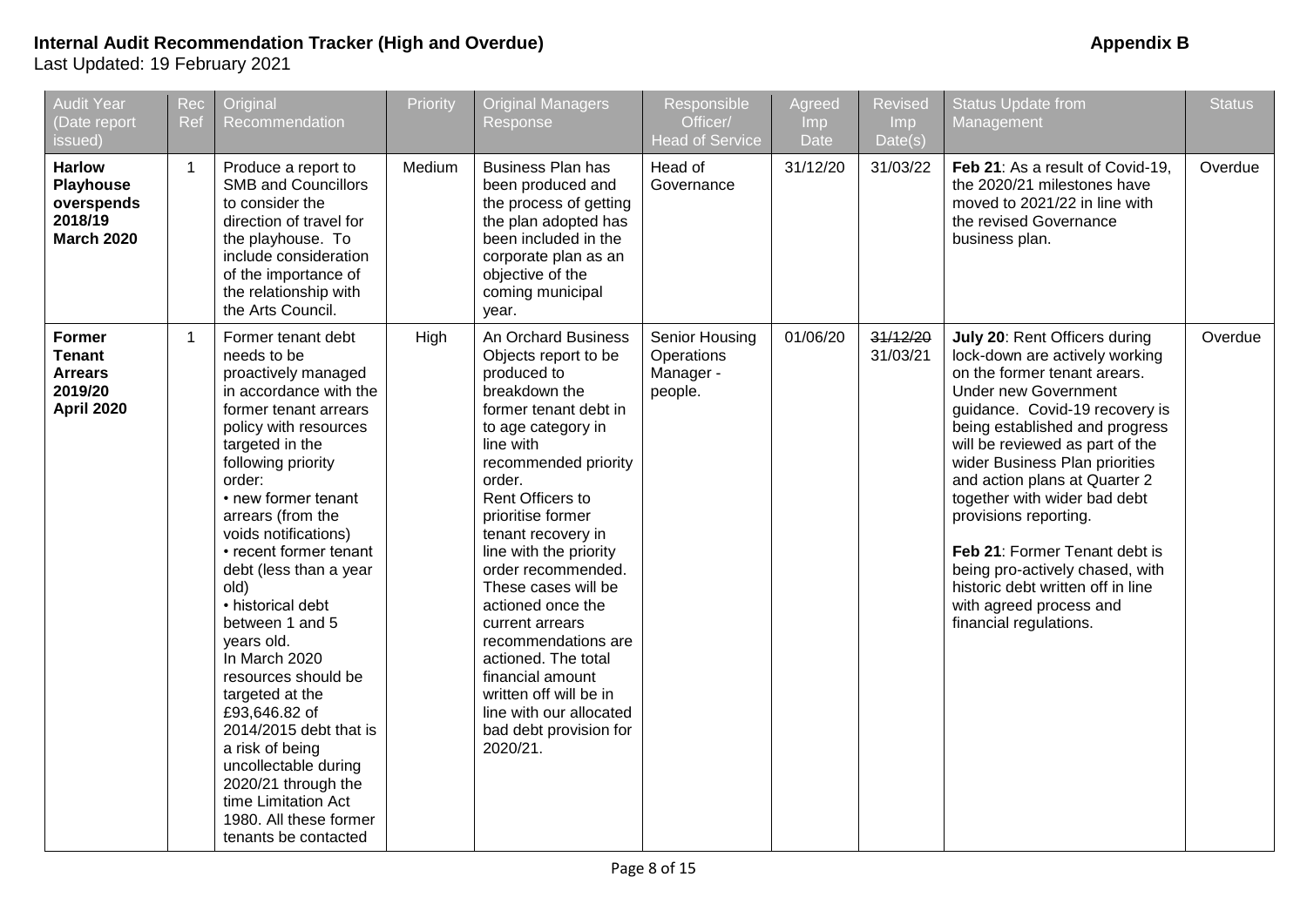**Internal Audit Recommendation Tracker (High and Overdue)** **Appendix B**

Last Updated: 19 February 2021

| Audit Year (Date report issued) | Rec Ref | Original Recommendation | Priority | Original Managers Response | Responsible Officer/ Head of Service | Agreed Imp Date | Revised Imp Date(s) | Status Update from Management | Status |
|---|---|---|---|---|---|---|---|---|---|
| **Harlow Playhouse overspends 2018/19 March 2020** | 1 | Produce a report to SMB and Councillors to consider the direction of travel for the playhouse. To include consideration of the importance of the relationship with the Arts Council. | Medium | Business Plan has been produced and the process of getting the plan adopted has been included in the corporate plan as an objective of the coming municipal year. | Head of Governance | 31/12/20 | 31/03/22 | **Feb 21**: As a result of Covid-19, the 2020/21 milestones have moved to 2021/22 in line with the revised Governance business plan. | Overdue |
| **Former Tenant Arrears 2019/20 April 2020** | 1 | Former tenant debt needs to be proactively managed in accordance with the former tenant arrears policy with resources targeted in the following priority order:<br>• new former tenant arrears (from the voids notifications)<br>• recent former tenant debt (less than a year old)<br>• historical debt between 1 and 5 years old.<br>In March 2020 resources should be targeted at the £93,646.82 of 2014/2015 debt that is a risk of being uncollectable during 2020/21 through the time Limitation Act 1980. All these former tenants be contacted | High | An Orchard Business Objects report to be produced to breakdown the former tenant debt in to age category in line with recommended priority order.<br>Rent Officers to prioritise former tenant recovery in line with the priority order recommended. These cases will be actioned once the current arrears recommendations are actioned. The total financial amount written off will be in line with our allocated bad debt provision for 2020/21. | Senior Housing Operations Manager - people. | 01/06/20 | ~~31/12/20~~<br>31/03/21 | **July 20**: Rent Officers during lock-down are actively working on the former tenant arears. Under new Government guidance. Covid-19 recovery is being established and progress will be reviewed as part of the wider Business Plan priorities and action plans at Quarter 2 together with wider bad debt provisions reporting.<br><br>**Feb 21**: Former Tenant debt is being pro-actively chased, with historic debt written off in line with agreed process and financial regulations. | Overdue |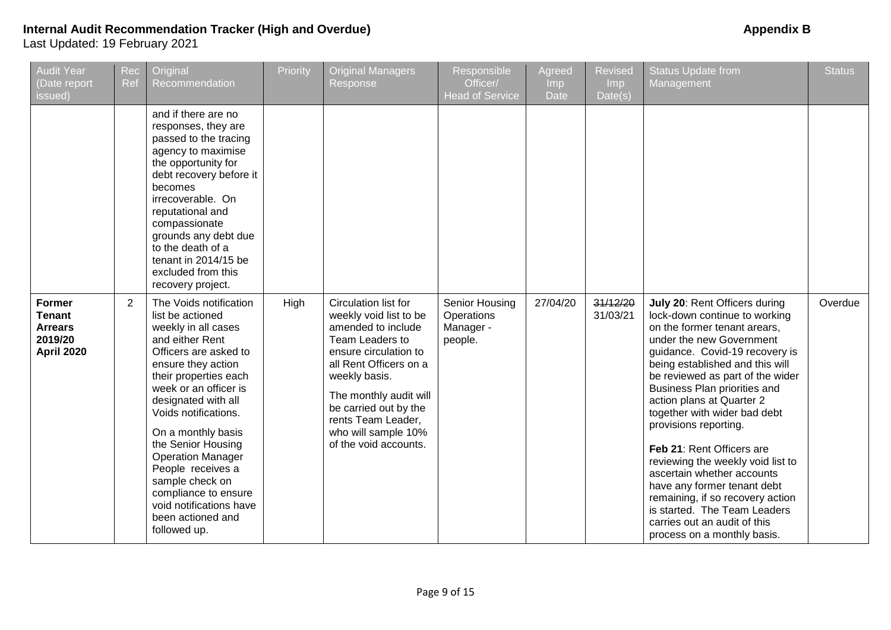**Internal Audit Recommendation Tracker (High and Overdue)** **Appendix B**

Last Updated: 19 February 2021

| Audit Year (Date report issued) | Rec Ref | Original Recommendation | Priority | Original Managers Response | Responsible Officer/ Head of Service | Agreed Imp Date | Revised Imp Date(s) | Status Update from Management | Status |
|---|---|---|---|---|---|---|---|---|---|
| | | and if there are no responses, they are passed to the tracing agency to maximise the opportunity for debt recovery before it becomes irrecoverable. On reputational and compassionate grounds any debt due to the death of a tenant in 2014/15 be excluded from this recovery project. | | | | | | | |
| **Former Tenant Arrears 2019/20 April 2020** | 2 | The Voids notification list be actioned weekly in all cases and either Rent Officers are asked to ensure they action their properties each week or an officer is designated with all Voids notifications.<br><br>On a monthly basis the Senior Housing Operation Manager People receives a sample check on compliance to ensure void notifications have been actioned and followed up. | High | Circulation list for weekly void list to be amended to include Team Leaders to ensure circulation to all Rent Officers on a weekly basis.<br><br>The monthly audit will be carried out by the rents Team Leader, who will sample 10% of the void accounts. | Senior Housing Operations Manager - people. | 27/04/20 | ~~31/12/20~~ 31/03/21 | **July 20**: Rent Officers during lock-down continue to working on the former tenant arears, under the new Government guidance. Covid-19 recovery is being established and this will be reviewed as part of the wider Business Plan priorities and action plans at Quarter 2 together with wider bad debt provisions reporting.<br><br>**Feb 21**: Rent Officers are reviewing the weekly void list to ascertain whether accounts have any former tenant debt remaining, if so recovery action is started. The Team Leaders carries out an audit of this process on a monthly basis. | Overdue |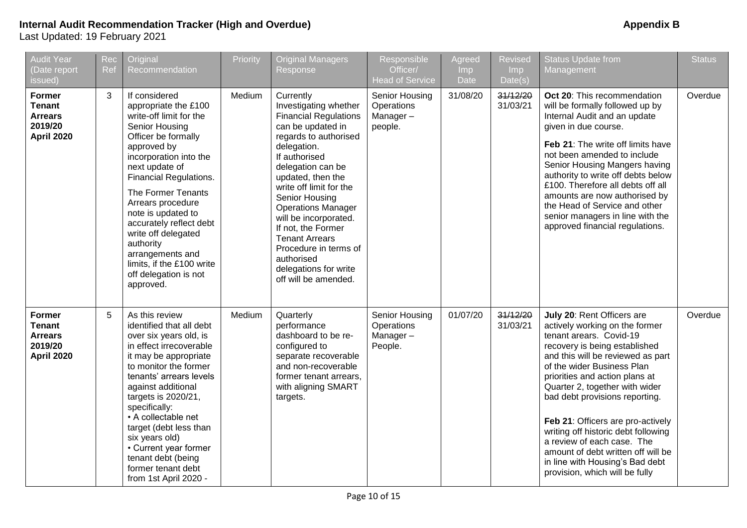**Internal Audit Recommendation Tracker (High and Overdue)** **Appendix B**

Last Updated: 19 February 2021

| Audit Year (Date report issued) | Rec Ref | Original Recommendation | Priority | Original Managers Response | Responsible Officer/ Head of Service | Agreed Imp Date | Revised Imp Date(s) | Status Update from Management | Status |
|---|---|---|---|---|---|---|---|---|---|
| **Former Tenant Arrears 2019/20 April 2020** | 3 | If considered appropriate the £100 write-off limit for the Senior Housing Officer be formally approved by incorporation into the next update of Financial Regulations.<br><br>The Former Tenants Arrears procedure note is updated to accurately reflect debt write off delegated authority arrangements and limits, if the £100 write off delegation is not approved. | Medium | Currently Investigating whether Financial Regulations can be updated in regards to authorised delegation.<br>If authorised delegation can be updated, then the write off limit for the Senior Housing Operations Manager will be incorporated. If not, the Former Tenant Arrears Procedure in terms of authorised delegations for write off will be amended. | Senior Housing Operations Manager – people. | 31/08/20 | ~~31/12/20~~ 31/03/21 | **Oct 20**: This recommendation will be formally followed up by Internal Audit and an update given in due course.<br><br>**Feb 21**: The write off limits have not been amended to include Senior Housing Mangers having authority to write off debts below £100. Therefore all debts off all amounts are now authorised by the Head of Service and other senior managers in line with the approved financial regulations. | Overdue |
| **Former Tenant Arrears 2019/20 April 2020** | 5 | As this review identified that all debt over six years old, is in effect irrecoverable it may be appropriate to monitor the former tenants' arrears levels against additional targets is 2020/21, specifically:<br>• A collectable net target (debt less than six years old)<br>• Current year former tenant debt (being former tenant debt from 1st April 2020 - | Medium | Quarterly performance dashboard to be re-configured to separate recoverable and non-recoverable former tenant arrears, with aligning SMART targets. | Senior Housing Operations Manager – People. | 01/07/20 | ~~31/12/20~~ 31/03/21 | **July 20**: Rent Officers are actively working on the former tenant arears. Covid-19 recovery is being established and this will be reviewed as part of the wider Business Plan priorities and action plans at Quarter 2, together with wider bad debt provisions reporting.<br><br>**Feb 21**: Officers are pro-actively writing off historic debt following a review of each case. The amount of debt written off will be in line with Housing's Bad debt provision, which will be fully | Overdue |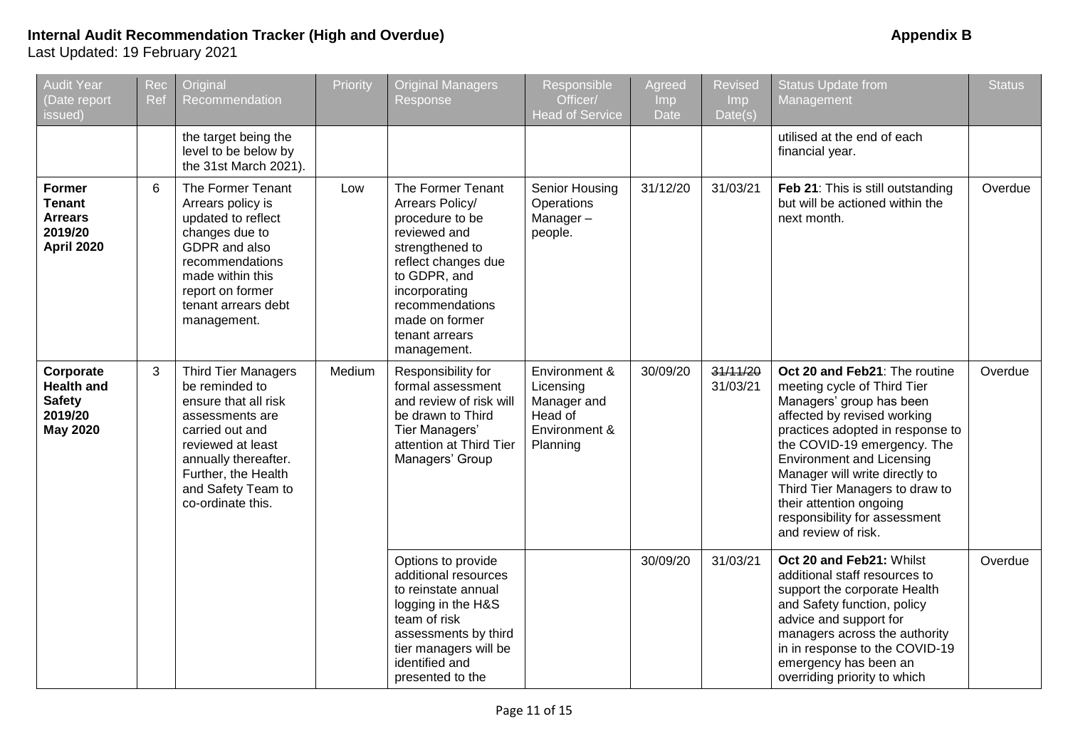**Internal Audit Recommendation Tracker (High and Overdue)** **Appendix B**

Last Updated: 19 February 2021

| Audit Year (Date report issued) | Rec Ref | Original Recommendation | Priority | Original Managers Response | Responsible Officer/ Head of Service | Agreed Imp Date | Revised Imp Date(s) | Status Update from Management | Status |
|---|---|---|---|---|---|---|---|---|---|
| | | the target being the level to be below by the 31st March 2021). | | | | | | utilised at the end of each financial year. | |
| **Former Tenant Arrears 2019/20 April 2020** | 6 | The Former Tenant Arrears policy is updated to reflect changes due to GDPR and also recommendations made within this report on former tenant arrears debt management. | Low | The Former Tenant Arrears Policy/ procedure to be reviewed and strengthened to reflect changes due to GDPR, and incorporating recommendations made on former tenant arrears management. | Senior Housing Operations Manager – people. | 31/12/20 | 31/03/21 | **Feb 21**: This is still outstanding but will be actioned within the next month. | Overdue |
| **Corporate Health and Safety 2019/20 May 2020** | 3 | Third Tier Managers be reminded to ensure that all risk assessments are carried out and reviewed at least annually thereafter. Further, the Health and Safety Team to co-ordinate this. | Medium | Responsibility for formal assessment and review of risk will be drawn to Third Tier Managers' attention at Third Tier Managers' Group | Environment & Licensing Manager and Head of Environment & Planning | 30/09/20 | ~~31/11/20~~ 31/03/21 | **Oct 20 and Feb21**: The routine meeting cycle of Third Tier Managers' group has been affected by revised working practices adopted in response to the COVID-19 emergency. The Environment and Licensing Manager will write directly to Third Tier Managers to draw to their attention ongoing responsibility for assessment and review of risk. | Overdue |
| | | | | Options to provide additional resources to reinstate annual logging in the H&S team of risk assessments by third tier managers will be identified and presented to the | | 30/09/20 | 31/03/21 | **Oct 20 and Feb21:** Whilst additional staff resources to support the corporate Health and Safety function, policy advice and support for managers across the authority in in response to the COVID-19 emergency has been an overriding priority to which | Overdue |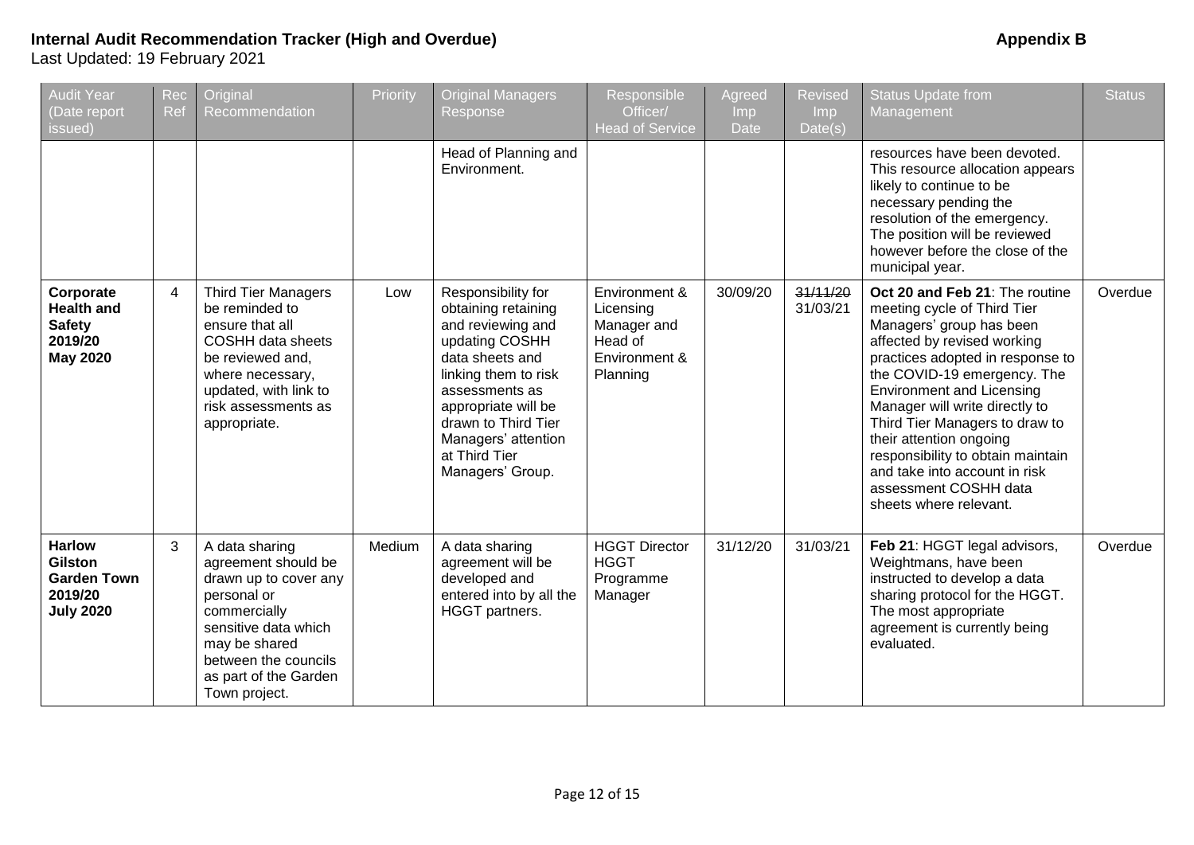**Internal Audit Recommendation Tracker (High and Overdue)** **Appendix B**

Last Updated: 19 February 2021

| Audit Year (Date report issued) | Rec Ref | Original Recommendation | Priority | Original Managers Response | Responsible Officer/ Head of Service | Agreed Imp Date | Revised Imp Date(s) | Status Update from Management | Status |
|---|---|---|---|---|---|---|---|---|---|
| | | | | Head of Planning and Environment. | | | | resources have been devoted. This resource allocation appears likely to continue to be necessary pending the resolution of the emergency. The position will be reviewed however before the close of the municipal year. | |
| **Corporate Health and Safety 2019/20 May 2020** | 4 | Third Tier Managers be reminded to ensure that all COSHH data sheets be reviewed and, where necessary, updated, with link to risk assessments as appropriate. | Low | Responsibility for obtaining retaining and reviewing and updating COSHH data sheets and linking them to risk assessments as appropriate will be drawn to Third Tier Managers' attention at Third Tier Managers' Group. | Environment & Licensing Manager and Head of Environment & Planning | 30/09/20 | ~~31/11/20~~ 31/03/21 | **Oct 20 and Feb 21**: The routine meeting cycle of Third Tier Managers' group has been affected by revised working practices adopted in response to the COVID-19 emergency. The Environment and Licensing Manager will write directly to Third Tier Managers to draw to their attention ongoing responsibility to obtain maintain and take into account in risk assessment COSHH data sheets where relevant. | Overdue |
| **Harlow Gilston Garden Town 2019/20 July 2020** | 3 | A data sharing agreement should be drawn up to cover any personal or commercially sensitive data which may be shared between the councils as part of the Garden Town project. | Medium | A data sharing agreement will be developed and entered into by all the HGGT partners. | HGGT Director HGGT Programme Manager | 31/12/20 | 31/03/21 | **Feb 21**: HGGT legal advisors, Weightmans, have been instructed to develop a data sharing protocol for the HGGT. The most appropriate agreement is currently being evaluated. | Overdue |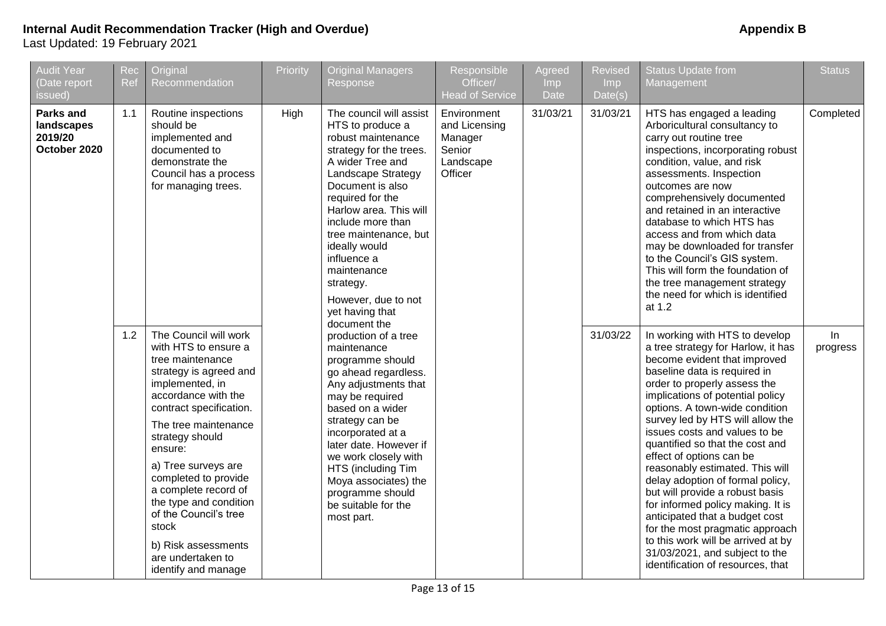**Internal Audit Recommendation Tracker (High and Overdue)** **Appendix B**

Last Updated: 19 February 2021

| Audit Year (Date report issued) | Rec Ref | Original Recommendation | Priority | Original Managers Response | Responsible Officer/ Head of Service | Agreed Imp Date | Revised Imp Date(s) | Status Update from Management | Status |
|---|---|---|---|---|---|---|---|---|---|
| **Parks and landscapes 2019/20 October 2020** | 1.1 | Routine inspections should be implemented and documented to demonstrate the Council has a process for managing trees. | High | The council will assist HTS to produce a robust maintenance strategy for the trees. A wider Tree and Landscape Strategy Document is also required for the Harlow area. This will include more than tree maintenance, but ideally would influence a maintenance strategy.<br><br>However, due to not yet having that document the production of a tree maintenance programme should go ahead regardless. Any adjustments that may be required based on a wider strategy can be incorporated at a later date. However if we work closely with HTS (including Tim Moya associates) the programme should be suitable for the most part. | Environment and Licensing Manager Senior Landscape Officer | 31/03/21 | 31/03/21 | HTS has engaged a leading Arboricultural consultancy to carry out routine tree inspections, incorporating robust condition, value, and risk assessments. Inspection outcomes are now comprehensively documented and retained in an interactive database to which HTS has access and from which data may be downloaded for transfer to the Council's GIS system. This will form the foundation of the tree management strategy the need for which is identified at 1.2 | Completed |
| | 1.2 | The Council will work with HTS to ensure a tree maintenance strategy is agreed and implemented, in accordance with the contract specification.<br><br>The tree maintenance strategy should ensure:<br><br>a) Tree surveys are completed to provide a complete record of the type and condition of the Council's tree stock<br><br>b) Risk assessments are undertaken to identify and manage | | | | | 31/03/22 | In working with HTS to develop a tree strategy for Harlow, it has become evident that improved baseline data is required in order to properly assess the implications of potential policy options. A town-wide condition survey led by HTS will allow the issues costs and values to be quantified so that the cost and effect of options can be reasonably estimated. This will delay adoption of formal policy, but will provide a robust basis for informed policy making. It is anticipated that a budget cost for the most pragmatic approach to this work will be arrived at by 31/03/2021, and subject to the identification of resources, that | In progress |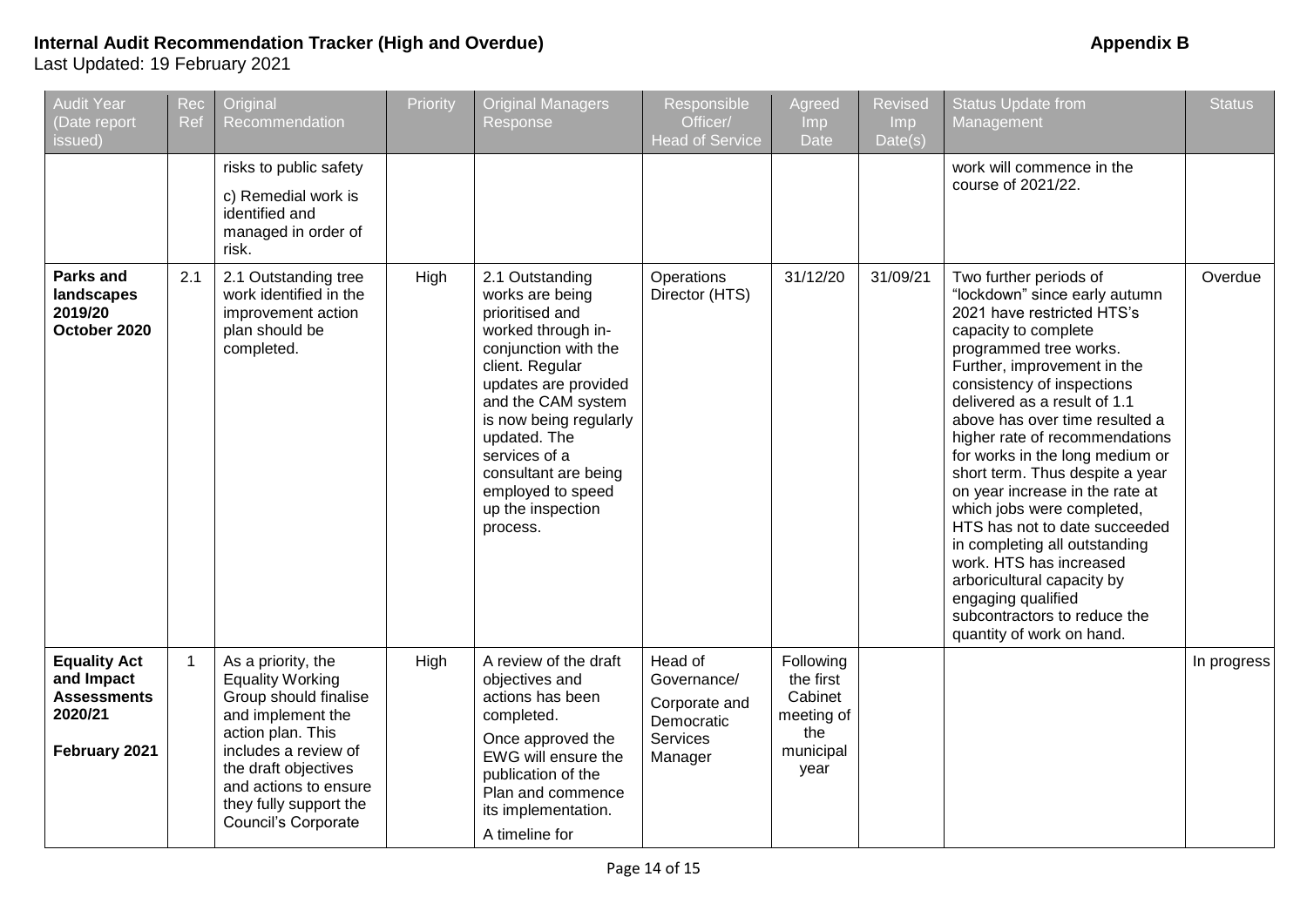**Internal Audit Recommendation Tracker (High and Overdue)** **Appendix B**

Last Updated: 19 February 2021

| Audit Year (Date report issued) | Rec Ref | Original Recommendation | Priority | Original Managers Response | Responsible Officer/ Head of Service | Agreed Imp Date | Revised Imp Date(s) | Status Update from Management | Status |
|---|---|---|---|---|---|---|---|---|---|
| | | risks to public safety<br><br>c) Remedial work is identified and managed in order of risk. | | | | | | work will commence in the course of 2021/22. | |
| **Parks and landscapes 2019/20 October 2020** | 2.1 | 2.1 Outstanding tree work identified in the improvement action plan should be completed. | High | 2.1 Outstanding works are being prioritised and worked through in-conjunction with the client. Regular updates are provided and the CAM system is now being regularly updated. The services of a consultant are being employed to speed up the inspection process. | Operations Director (HTS) | 31/12/20 | 31/09/21 | Two further periods of "lockdown" since early autumn 2021 have restricted HTS's capacity to complete programmed tree works. Further, improvement in the consistency of inspections delivered as a result of 1.1 above has over time resulted a higher rate of recommendations for works in the long medium or short term. Thus despite a year on year increase in the rate at which jobs were completed, HTS has not to date succeeded in completing all outstanding work. HTS has increased arboricultural capacity by engaging qualified subcontractors to reduce the quantity of work on hand. | Overdue |
| **Equality Act and Impact Assessments 2020/21**<br><br>**February 2021** | 1 | As a priority, the Equality Working Group should finalise and implement the action plan. This includes a review of the draft objectives and actions to ensure they fully support the Council's Corporate | High | A review of the draft objectives and actions has been completed.<br><br>Once approved the EWG will ensure the publication of the Plan and commence its implementation.<br><br>A timeline for | Head of Governance/<br><br>Corporate and Democratic Services Manager | Following the first Cabinet meeting of the municipal year | | | In progress |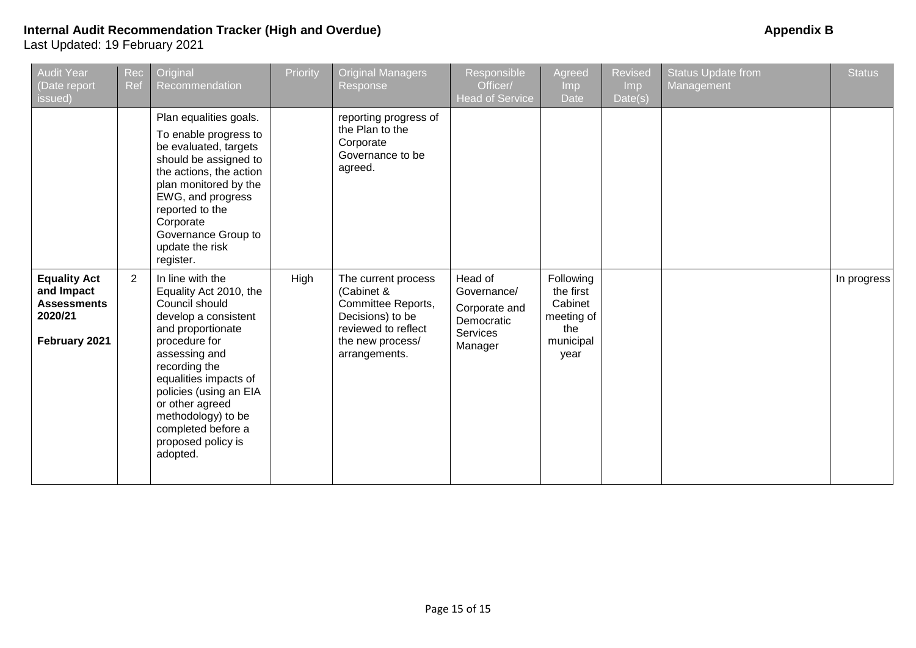**Internal Audit Recommendation Tracker (High and Overdue)** **Appendix B**

Last Updated: 19 February 2021

| Audit Year (Date report issued) | Rec Ref | Original Recommendation | Priority | Original Managers Response | Responsible Officer/ Head of Service | Agreed Imp Date | Revised Imp Date(s) | Status Update from Management | Status |
|---|---|---|---|---|---|---|---|---|---|
| | | Plan equalities goals. To enable progress to be evaluated, targets should be assigned to the actions, the action plan monitored by the EWG, and progress reported to the Corporate Governance Group to update the risk register. | | reporting progress of the Plan to the Corporate Governance to be agreed. | | | | | |
| **Equality Act and Impact Assessments 2020/21** **February 2021** | 2 | In line with the Equality Act 2010, the Council should develop a consistent and proportionate procedure for assessing and recording the equalities impacts of policies (using an EIA or other agreed methodology) to be completed before a proposed policy is adopted. | High | The current process (Cabinet & Committee Reports, Decisions) to be reviewed to reflect the new process/ arrangements. | Head of Governance/ Corporate and Democratic Services Manager | Following the first Cabinet meeting of the municipal year | | | In progress |